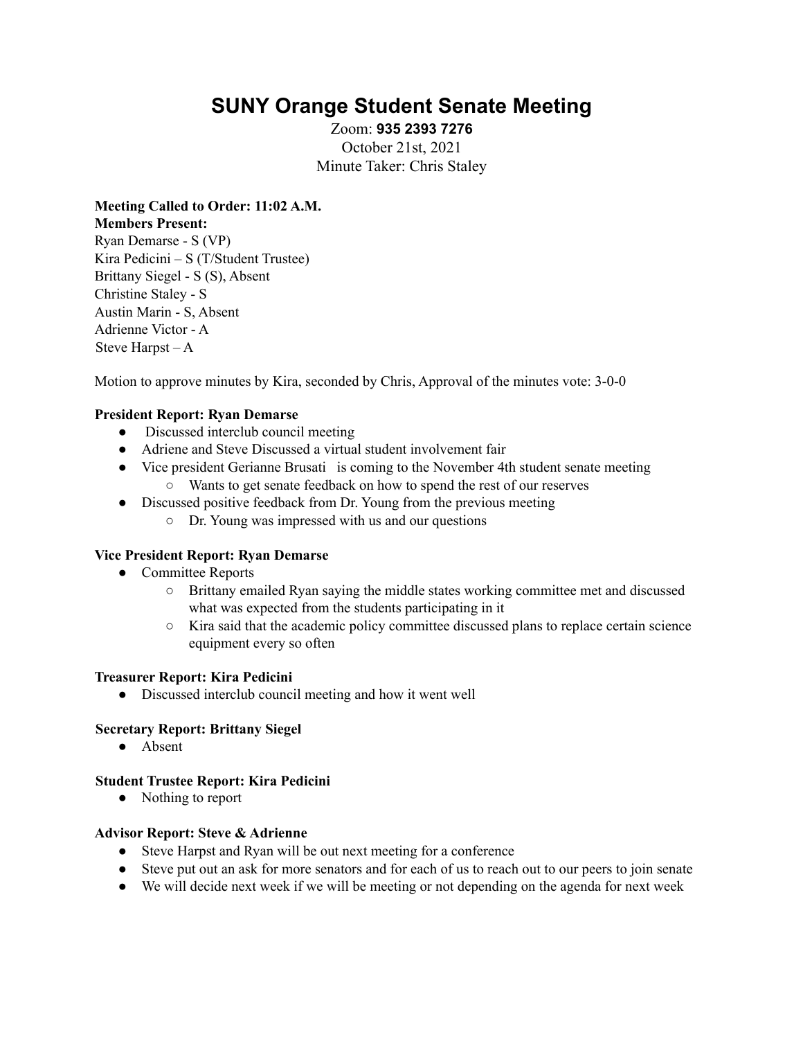# SUNY Orange Student Senate Meeting

Zoom: **935 2393 7276**
October 21st, 2021
Minute Taker: Chris Staley

**Meeting Called to Order: 11:02 A.M.**
**Members Present:**
Ryan Demarse - S (VP)
Kira Pedicini – S (T/Student Trustee)
Brittany Siegel - S (S), Absent
Christine Staley - S
Austin Marin - S, Absent
Adrienne Victor - A
Steve Harpst – A

Motion to approve minutes by Kira, seconded by Chris, Approval of the minutes vote: 3-0-0

**President Report: Ryan Demarse**

- Discussed interclub council meeting
- Adriene and Steve Discussed a virtual student involvement fair
- Vice president Gerianne Brusati is coming to the November 4th student senate meeting
    - Wants to get senate feedback on how to spend the rest of our reserves
- Discussed positive feedback from Dr. Young from the previous meeting
    - Dr. Young was impressed with us and our questions

**Vice President Report: Ryan Demarse**

- Committee Reports
    - Brittany emailed Ryan saying the middle states working committee met and discussed what was expected from the students participating in it
    - Kira said that the academic policy committee discussed plans to replace certain science equipment every so often

**Treasurer Report: Kira Pedicini**

- Discussed interclub council meeting and how it went well

**Secretary Report: Brittany Siegel**

- Absent

**Student Trustee Report: Kira Pedicini**

- Nothing to report

**Advisor Report: Steve & Adrienne**

- Steve Harpst and Ryan will be out next meeting for a conference
- Steve put out an ask for more senators and for each of us to reach out to our peers to join senate
- We will decide next week if we will be meeting or not depending on the agenda for next week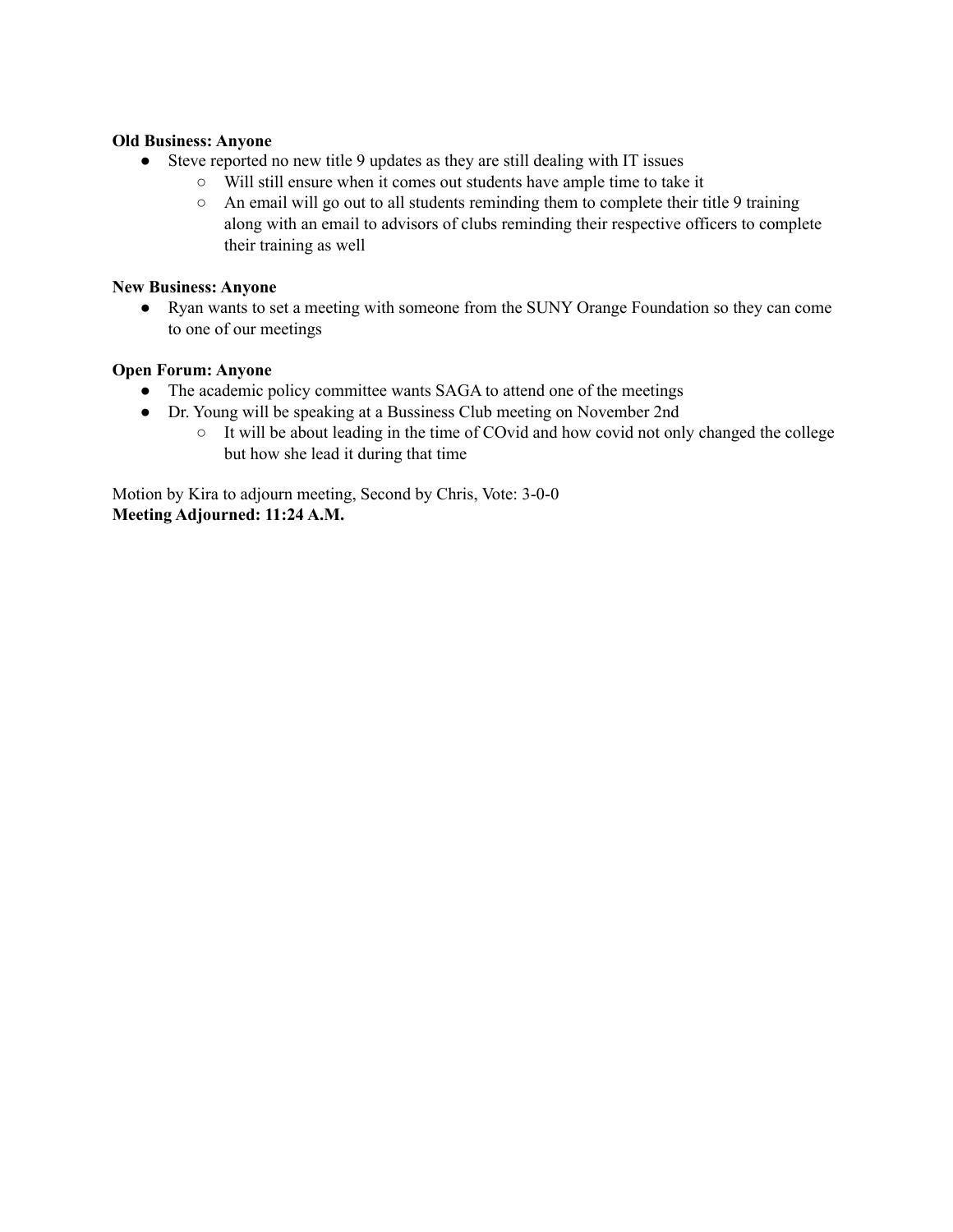**Old Business: Anyone**

- Steve reported no new title 9 updates as they are still dealing with IT issues
  - Will still ensure when it comes out students have ample time to take it
  - An email will go out to all students reminding them to complete their title 9 training along with an email to advisors of clubs reminding their respective officers to complete their training as well

**New Business: Anyone**

- Ryan wants to set a meeting with someone from the SUNY Orange Foundation so they can come to one of our meetings

**Open Forum: Anyone**

- The academic policy committee wants SAGA to attend one of the meetings
- Dr. Young will be speaking at a Bussiness Club meeting on November 2nd
  - It will be about leading in the time of COvid and how covid not only changed the college but how she lead it during that time

Motion by Kira to adjourn meeting, Second by Chris, Vote: 3-0-0

**Meeting Adjourned: 11:24 A.M.**